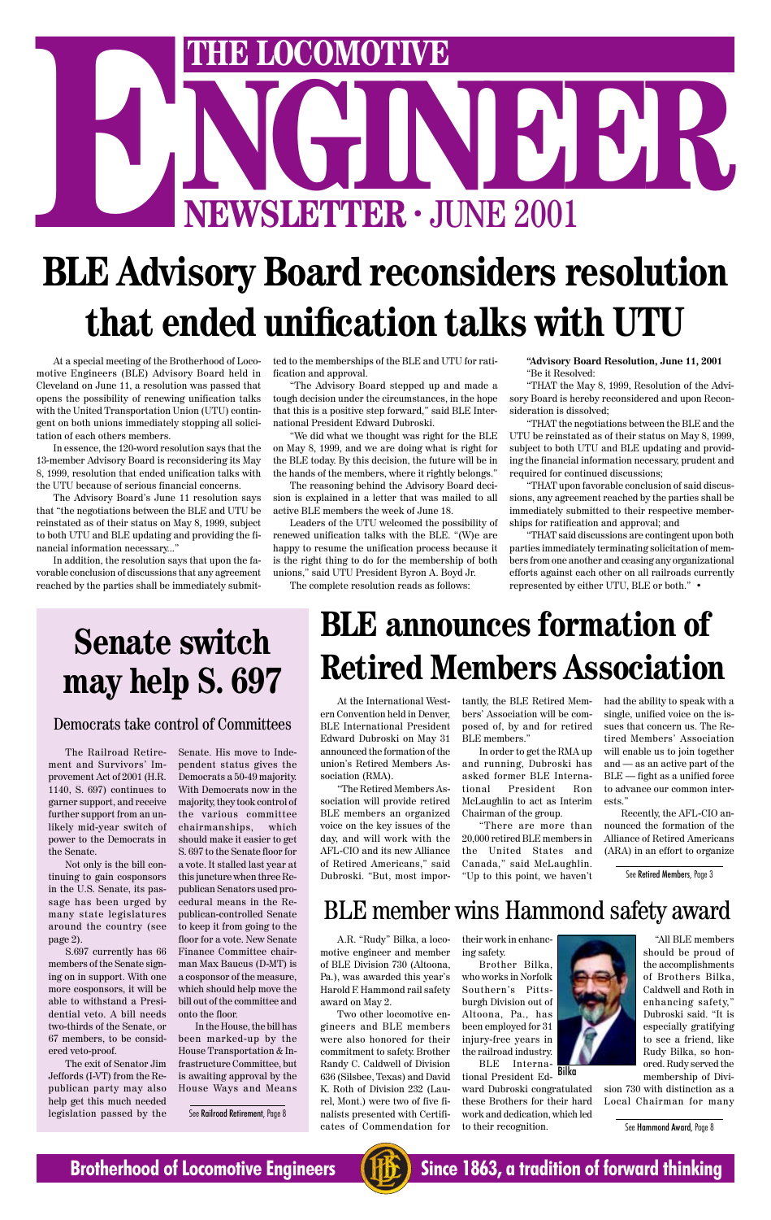# THE LOCOMOTIVE ENGINEER

## NEWSLETTER · JUNE 2001

# BLE Advisory Board reconsiders resolution that ended unification talks with UTU

At a special meeting of the Brotherhood of Locomotive Engineers (BLE) Advisory Board held in Cleveland on June 11, a resolution was passed that opens the possibility of renewing unification talks with the United Transportation Union (UTU) contingent on both unions immediately stopping all solicitation of each others members.

In essence, the 120-word resolution says that the 13-member Advisory Board is reconsidering its May 8, 1999, resolution that ended unification talks with the UTU because of serious financial concerns.

The Advisory Board's June 11 resolution says that "the negotiations between the BLE and UTU be reinstated as of their status on May 8, 1999, subject to both UTU and BLE updating and providing the financial information necessary..."

In addition, the resolution says that upon the favorable conclusion of discussions that any agreement reached by the parties shall be immediately submitted to the memberships of the BLE and UTU for ratification and approval.

"The Advisory Board stepped up and made a tough decision under the circumstances, in the hope that this is a positive step forward," said BLE International President Edward Dubroski.

"We did what we thought was right for the BLE on May 8, 1999, and we are doing what is right for the BLE today. By this decision, the future will be in the hands of the members, where it rightly belongs."

The reasoning behind the Advisory Board decision is explained in a letter that was mailed to all active BLE members the week of June 18.

Leaders of the UTU welcomed the possibility of renewed unification talks with the BLE. "(W)e are happy to resume the unification process because it is the right thing to do for the membership of both unions," said UTU President Byron A. Boyd Jr.

The complete resolution reads as follows:

**"Advisory Board Resolution, June 11, 2001**
"Be it Resolved:

"THAT the May 8, 1999, Resolution of the Advisory Board is hereby reconsidered and upon Reconsideration is dissolved;

"THAT the negotiations between the BLE and the UTU be reinstated as of their status on May 8, 1999, subject to both UTU and BLE updating and providing the financial information necessary, prudent and required for continued discussions;

"THAT upon favorable conclusion of said discussions, any agreement reached by the parties shall be immediately submitted to their respective memberships for ratification and approval; and

"THAT said discussions are contingent upon both parties immediately terminating solicitation of members from one another and ceasing any organizational efforts against each other on all railroads currently represented by either UTU, BLE or both." •

# Senate switch may help S. 697

## Democrats take control of Committees

The Railroad Retirement and Survivors' Improvement Act of 2001 (H.R. 1140, S. 697) continues to garner support, and receive further support from an unlikely mid-year switch of power to the Democrats in the Senate.

Not only is the bill continuing to gain cosponsors in the U.S. Senate, its passage has been urged by many state legislatures around the country (see page 2).

S.697 currently has 66 members of the Senate signing on in support. With one more cosponsors, it will be able to withstand a Presidential veto. A bill needs two-thirds of the Senate, or 67 members, to be considered veto-proof.

The exit of Senator Jim Jeffords (I-VT) from the Republican party may also help get this much needed legislation passed by the Senate. His move to Independent status gives the Democrats a 50-49 majority. With Democrats now in the majority, they took control of the various committee chairmanships, which should make it easier to get S. 697 to the Senate floor for a vote. It stalled last year at this juncture when three Republican Senators used procedural means in the Republican-controlled Senate to keep it from going to the floor for a vote. New Senate Finance Committee chairman Max Baucus (D-MT) is a cosponsor of the measure, which should help move the bill out of the committee and onto the floor.

In the House, the bill has been marked-up by the House Transportation & Infrastructure Committee, but is awaiting approval by the House Ways and Means

See Railroad Retirement, Page 8

# BLE announces formation of Retired Members Association

At the International Western Convention held in Denver, BLE International President Edward Dubroski on May 31 announced the formation of the union's Retired Members Association (RMA).

"The Retired Members Association will provide retired BLE members an organized voice on the key issues of the day, and will work with the AFL-CIO and its new Alliance of Retired Americans," said Dubroski. "But, most importantly, the BLE Retired Members' Association will be composed of, by and for retired BLE members."

In order to get the RMA up and running, Dubroski has asked former BLE International President Ron McLaughlin to act as Interim Chairman of the group.

"There are more than 20,000 retired BLE members in the United States and Canada," said McLaughlin. "Up to this point, we haven't had the ability to speak with a single, unified voice on the issues that concern us. The Retired Members' Association will enable us to join together and — as an active part of the BLE — fight as a unified force to advance our common interests."

Recently, the AFL-CIO announced the formation of the Alliance of Retired Americans (ARA) in an effort to organize

See Retired Members, Page 3

# BLE member wins Hammond safety award

A.R. "Rudy" Bilka, a locomotive engineer and member of BLE Division 730 (Altoona, Pa.), was awarded this year's Harold F. Hammond rail safety award on May 2.

Two other locomotive engineers and BLE members were also honored for their commitment to safety. Brother Randy C. Caldwell of Division 636 (Silsbee, Texas) and David K. Roth of Division 232 (Laurel, Mont.) were two of five finalists presented with Certificates of Commendation for their work in enhancing safety.

Brother Bilka, who works in Norfolk Southern's Pittsburgh Division out of Altoona, Pa., has been employed for 31 injury-free years in the railroad industry.

BLE International President Edward Dubroski congratulated these Brothers for their hard work and dedication, which led to their recognition.

Bilka

"All BLE members should be proud of the accomplishments of Brothers Bilka, Caldwell and Roth in enhancing safety," Dubroski said. "It is especially gratifying to see a friend, like Rudy Bilka, so honored. Rudy served the membership of Division 730 with distinction as a Local Chairman for many

See Hammond Award, Page 8

**Brotherhood of Locomotive Engineers** · **Since 1863, a tradition of forward thinking**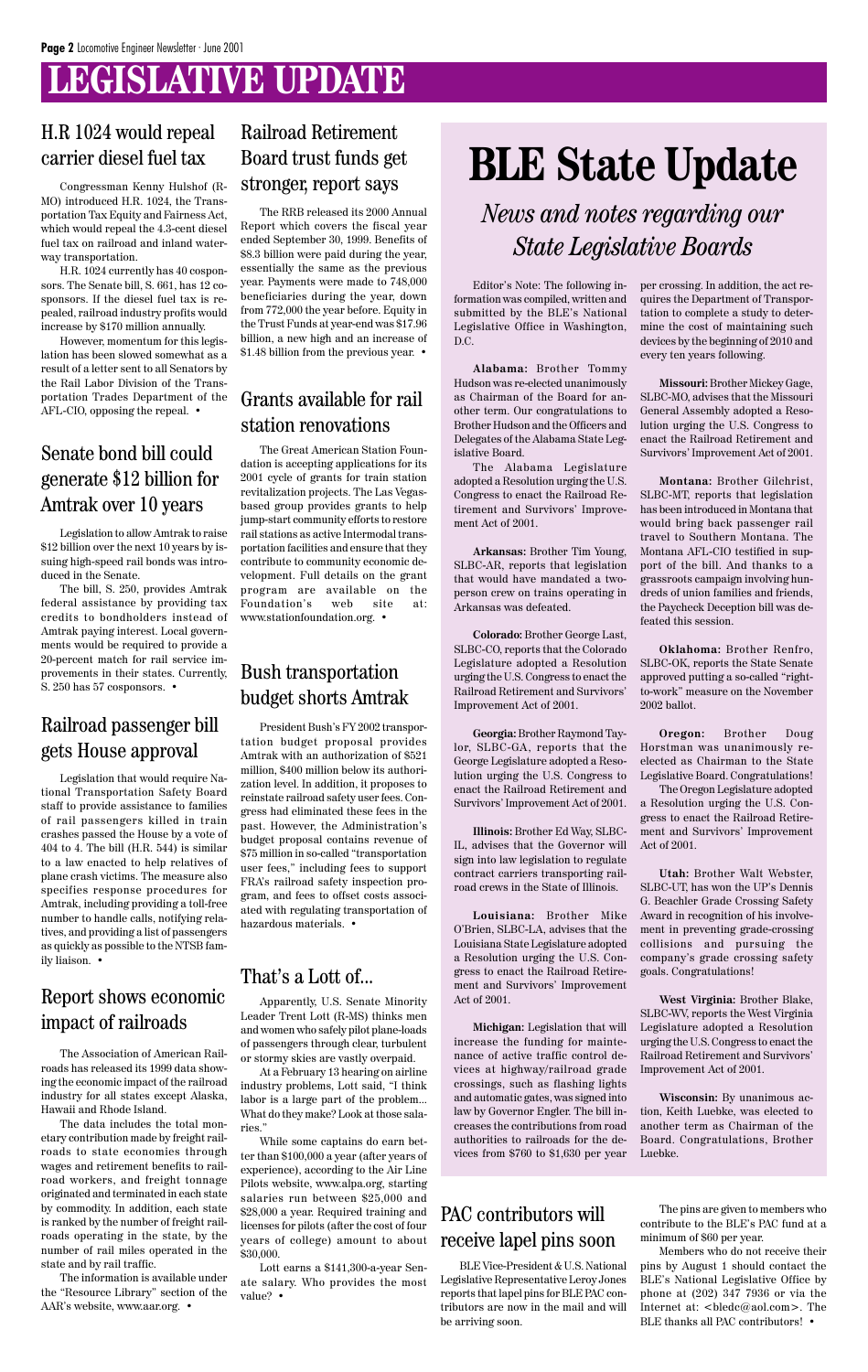# LEGISLATIVE UPDATE

## H.R 1024 would repeal carrier diesel fuel tax

Congressman Kenny Hulshof (R-MO) introduced H.R. 1024, the Transportation Tax Equity and Fairness Act, which would repeal the 4.3-cent diesel fuel tax on railroad and inland waterway transportation.

H.R. 1024 currently has 40 cosponsors. The Senate bill, S. 661, has 12 cosponsors. If the diesel fuel tax is repealed, railroad industry profits would increase by $170 million annually.

However, momentum for this legislation has been slowed somewhat as a result of a letter sent to all Senators by the Rail Labor Division of the Transportation Trades Department of the AFL-CIO, opposing the repeal. •

## Senate bond bill could generate $12 billion for Amtrak over 10 years

Legislation to allow Amtrak to raise $12 billion over the next 10 years by issuing high-speed rail bonds was introduced in the Senate.

The bill, S. 250, provides Amtrak federal assistance by providing tax credits to bondholders instead of Amtrak paying interest. Local governments would be required to provide a 20-percent match for rail service improvements in their states. Currently, S. 250 has 57 cosponsors. •

## Railroad passenger bill gets House approval

Legislation that would require National Transportation Safety Board staff to provide assistance to families of rail passengers killed in train crashes passed the House by a vote of 404 to 4. The bill (H.R. 544) is similar to a law enacted to help relatives of plane crash victims. The measure also specifies response procedures for Amtrak, including providing a toll-free number to handle calls, notifying relatives, and providing a list of passengers as quickly as possible to the NTSB family liaison. •

## Report shows economic impact of railroads

The Association of American Railroads has released its 1999 data showing the economic impact of the railroad industry for all states except Alaska, Hawaii and Rhode Island.

The data includes the total monetary contribution made by freight railroads to state economies through wages and retirement benefits to railroad workers, and freight tonnage originated and terminated in each state by commodity. In addition, each state is ranked by the number of freight railroads operating in the state, by the number of rail miles operated in the state and by rail traffic.

The information is available under the "Resource Library" section of the AAR's website, www.aar.org. •

## Railroad Retirement Board trust funds get stronger, report says

The RRB released its 2000 Annual Report which covers the fiscal year ended September 30, 1999. Benefits of $8.3 billion were paid during the year, essentially the same as the previous year. Payments were made to 748,000 beneficiaries during the year, down from 772,000 the year before. Equity in the Trust Funds at year-end was $17.96 billion, a new high and an increase of $1.48 billion from the previous year. •

## Grants available for rail station renovations

The Great American Station Foundation is accepting applications for its 2001 cycle of grants for train station revitalization projects. The Las Vegas-based group provides grants to help jump-start community efforts to restore rail stations as active Intermodal transportation facilities and ensure that they contribute to community economic development. Full details on the grant program are available on the Foundation's web site at: www.stationfoundation.org. •

## Bush transportation budget shorts Amtrak

President Bush's FY 2002 transportation budget proposal provides Amtrak with an authorization of $521 million, $400 million below its authorization level. In addition, it proposes to reinstate railroad safety user fees. Congress had eliminated these fees in the past. However, the Administration's budget proposal contains revenue of $75 million in so-called "transportation user fees," including fees to support FRA's railroad safety inspection program, and fees to offset costs associated with regulating transportation of hazardous materials. •

## That's a Lott of...

Apparently, U.S. Senate Minority Leader Trent Lott (R-MS) thinks men and women who safely pilot plane-loads of passengers through clear, turbulent or stormy skies are vastly overpaid.

At a February 13 hearing on airline industry problems, Lott said, "I think labor is a large part of the problem... What do they make? Look at those salaries."

While some captains do earn better than $100,000 a year (after years of experience), according to the Air Line Pilots website, www.alpa.org, starting salaries run between $25,000 and $28,000 a year. Required training and licenses for pilots (after the cost of four years of college) amount to about $30,000.

Lott earns a $141,300-a-year Senate salary. Who provides the most value? •

# BLE State Update

*News and notes regarding our State Legislative Boards*

Editor's Note: The following information was compiled, written and submitted by the BLE's National Legislative Office in Washington, D.C.

**Alabama:** Brother Tommy Hudson was re-elected unanimously as Chairman of the Board for another term. Our congratulations to Brother Hudson and the Officers and Delegates of the Alabama State Legislative Board.

The Alabama Legislature adopted a Resolution urging the U.S. Congress to enact the Railroad Retirement and Survivors' Improvement Act of 2001.

**Arkansas:** Brother Tim Young, SLBC-AR, reports that legislation that would have mandated a two-person crew on trains operating in Arkansas was defeated.

**Colorado:** Brother George Last, SLBC-CO, reports that the Colorado Legislature adopted a Resolution urging the U.S. Congress to enact the Railroad Retirement and Survivors' Improvement Act of 2001.

**Georgia:** Brother Raymond Taylor, SLBC-GA, reports that the George Legislature adopted a Resolution urging the U.S. Congress to enact the Railroad Retirement and Survivors' Improvement Act of 2001.

**Illinois:** Brother Ed Way, SLBC-IL, advises that the Governor will sign into law legislation to regulate contract carriers transporting railroad crews in the State of Illinois.

**Louisiana:** Brother Mike O'Brien, SLBC-LA, advises that the Louisiana State Legislature adopted a Resolution urging the U.S. Congress to enact the Railroad Retirement and Survivors' Improvement Act of 2001.

**Michigan:** Legislation that will increase the funding for maintenance of active traffic control devices at highway/railroad grade crossings, such as flashing lights and automatic gates, was signed into law by Governor Engler. The bill increases the contributions from road authorities to railroads for the devices from $760 to $1,630 per year per crossing. In addition, the act requires the Department of Transportation to complete a study to determine the cost of maintaining such devices by the beginning of 2010 and every ten years following.

**Missouri:** Brother Mickey Gage, SLBC-MO, advises that the Missouri General Assembly adopted a Resolution urging the U.S. Congress to enact the Railroad Retirement and Survivors' Improvement Act of 2001.

**Montana:** Brother Gilchrist, SLBC-MT, reports that legislation has been introduced in Montana that would bring back passenger rail travel to Southern Montana. The Montana AFL-CIO testified in support of the bill. And thanks to a grassroots campaign involving hundreds of union families and friends, the Paycheck Deception bill was defeated this session.

**Oklahoma:** Brother Renfro, SLBC-OK, reports the State Senate approved putting a so-called "right-to-work" measure on the November 2002 ballot.

**Oregon:** Brother Doug Horstman was unanimously reelected as Chairman to the State Legislative Board. Congratulations!

The Oregon Legislature adopted a Resolution urging the U.S. Congress to enact the Railroad Retirement and Survivors' Improvement Act of 2001.

**Utah:** Brother Walt Webster, SLBC-UT, has won the UP's Dennis G. Beachler Grade Crossing Safety Award in recognition of his involvement in preventing grade-crossing collisions and pursuing the company's grade crossing safety goals. Congratulations!

**West Virginia:** Brother Blake, SLBC-WV, reports the West Virginia Legislature adopted a Resolution urging the U.S. Congress to enact the Railroad Retirement and Survivors' Improvement Act of 2001.

**Wisconsin:** By unanimous action, Keith Luebke, was elected to another term as Chairman of the Board. Congratulations, Brother Luebke.

## PAC contributors will receive lapel pins soon

BLE Vice-President & U.S. National Legislative Representative Leroy Jones reports that lapel pins for BLE PAC contributors are now in the mail and will be arriving soon.

The pins are given to members who contribute to the BLE's PAC fund at a minimum of $60 per year.

Members who do not receive their pins by August 1 should contact the BLE's National Legislative Office by phone at (202) 347 7936 or via the Internet at: <bledc@aol.com>. The BLE thanks all PAC contributors! •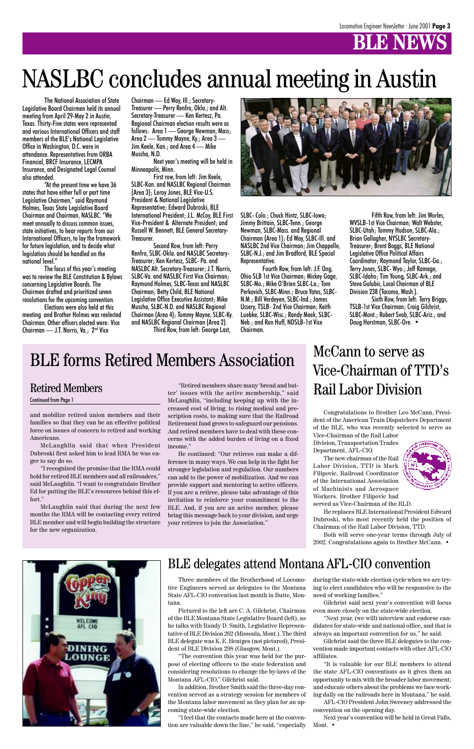# BLE NEWS

# NASLBC concludes annual meeting in Austin

The National Association of State Legislative Board Chairmen held its annual meeting from April 29-May 2 in Austin, Texas. Thirty-Five states were represented and various International Officers and staff members of the BLE's National Legislative Office in Washington, D.C. were in attendance. Representatives from ORBA Financial, BRCF Insurance, LECMPA Insurance, and Designated Legal Counsel also attended.

"At the present time we have 36 states that have either full or part time Legislative Chairmen," said Raymond Holmes, Texas State Legislative Board Chairman and Chairman, NASLBC. "We meet annually to discuss common issues, state initiatives, to hear reports from our International Officers, to lay the framework for future legislation, and to decide what legislation should be handled on the national level."

The focus of this year's meeting was to review the BLE Constitution & Bylaws concerning Legislative Boards. The Chairmen drafted and prioritized seven resolutions for the upcoming convention.

Elections were also held at this meeting and Brother Holmes was reelected Chairman. Other officers elected were: Vice Chairman — J.T. Norris, Va.; 2nd Vice Chairman — Ed Way, Ill.; Secretary-Treasurer — Perry Renfro, Okla.; and Alt. Secretary-Treasurer — Ken Kertesz, Pa. Regional Chairman election results were as follows: Area 1 — George Newman, Mass; Area 2 — Tommy Mayne, Ky.; Area 3 — Jim Keele, Kan.; and Area 4 — Mike Muscha, N.D.

Next year's meeting will be held in Minneapolis, Minn.

First row, from left: Jim Keele, SLBC-Kan. and NASLBC Regional Chairman (Area 3); Leroy Jones, BLE Vice-U.S. President & National Legislative Representative; Edward Dubroski, BLE International President; J.L. McCoy, BLE First Vice-President & Alternate President; and Russell W. Bennett, BLE General Secretary-Treasurer.

Second Row, from left: Perry Renfro, SLBC-Okla. and NASLBC Secretary-Treasurer; Ken Kertesz, SLBC- Pa. and NASLBC Alt. Secretary-Treasurer; J.T. Norris, SLBC-Va. and NASLBC First Vice Chairman; Raymond Holmes, SLBC-Texas and NASLBC Chairman; Betty Child, BLE National Legislative Office Executive Assistant; Mike Muscha, SLBC-N.D. and NASLBC Regional Chairman (Area 4); Tommy Mayne, SLBC-Ky. and NASLBC Regional Chairman (Area 2).

Third Row, from left: George Last, SLBC- Colo.; Chuck Hintz, SLBC-Iowa; Jimmy Brittain, SLBC-Tenn.; George Newman, SLBC-Mass. and Regional Chairman (Area 1); Ed Way, SLBC-Ill. and NASLBC 2nd Vice Chairman; Jim Chappelle, SLBC-N.J.; and Jim Bradford, BLE Special Representative.

Fourth Row, from left: J.F. Ong, Ohio SLB 1st Vice Chairman; Mickey Gage, SLBC-Mo.; Mike O'Brien SLBC-La.; Tom Perkovich, SLBC-Minn.; Bruce Yates, SLBC-N.M.; Bill Verdeyen, SLBC-Ind.; James Ussery, TSLB- 2nd Vice Chairman; Keith Luebke, SLBC-Wisc.; Randy Meek, SLBC-Neb.; and Ron Huff, NDSLB-1st Vice Chairman.

Fifth Row, from left: Jim Worles, WVSLB-1st Vice Chairman; Walt Webster, SLBC-Utah; Tommy Hudson, SLBC-Ala.; Brian Gallagher, NYSLBC Secretary-Treasurer; Brent Boggs, BLE National Legislative Office Political Affairs Coordinator; Raymond Taylor, SLBC-Ga.; Terry Jones, SLBC- Wyo.; Jeff Ramage, SLBC-Idaho; Tim Young, SLBC-Ark.; and Steve Golubic, Local Chairman of BLE Division 238 (Tacoma, Wash.).

Sixth Row, from left: Terry Briggs, TSLB-1st Vice Chairman; Craig Gilchrist, SLBC-Mont.; Robert Svob, SLBC-Ariz.; and Doug Horstman, SLBC-Ore. •

# BLE forms Retired Members Association

## Retired Members

Continued from Page 1

and mobilize retired union members and their families so that they can be an effective political force on issues of concern to retired and working Americans.

McLaughlin said that when President Dubroski first asked him to lead RMA he was eager to say do so.

"I recognized the promise that the RMA could hold for retired BLE members and all railroaders," said McLaughlin. "I want to congratulate Brother Ed for putting the BLE's resources behind this effort."

McLaughlin said that during the next few months the RMA will be contacting every retired BLE member and will begin building the structure for the new organization.

"Retired members share many 'bread and butter' issues with the active membership," said McLaughlin, "including keeping up with the increased cost of living, to rising medical and prescription costs, to making sure that the Railroad Retirement fund grows to safeguard our pensions. And retired members have to deal with these concerns with the added burden of living on a fixed income."

He continued: "Our retirees can make a difference in many ways. We can help in the fight for stronger legislation and regulation. Our numbers can add to the power of mobilization. And we can provide support and mentoring to active officers. If you are a retiree, please take advantage of this invitation to reinforce your commitment to the BLE. And, if you are an active member, please bring this message back to your division, and urge your retirees to join the Association."

# McCann to serve as Vice-Chairman of TTD's Rail Labor Division

Congratulations to Brother Leo McCann, President of the American Train Dispatchers Department of the BLE, who was recently selected to serve as Vice-Chairman of the Rail Labor Division, Transportation Trades Department, AFL-CIO.

The new chairman of the Rail Labor Division, TTD is Mark Filipovic, Railroad Coordinator of the International Association of Machinists and Aerospace Workers. Brother Filipovic had served as Vice-Chairman of the RLD.

He replaces BLE International President Edward Dubroski, who most recently held the position of Chairman of the Rail Labor Division, TTD.

Both will serve one-year terms through July of 2002. Congratulations again to Brother McCann. •

## BLE delegates attend Montana AFL-CIO convention

Three members of the Brotherhood of Locomotive Engineers served as delegates to the Montana State AFL-CIO convention last month in Butte, Montana.

Pictured to the left are C. A. Gilchrist, Chairman of the BLE Montana State Legislative Board (left), as he talks with Randy D. Smith, Legislative Representative of BLE Division 262 (Missoula, Mont.). The third BLE delegate was K. E. Hentges (not pictured), President of BLE Division 298 (Glasgow, Mont.).

"The convention this year was held for the purpose of electing officers to the state federation and considering resolutions to change the by-laws of the Montana AFL-CIO," Gilchrist said.

In addition, Brother Smith said the three-day convention served as a strategy session for members of the Montana labor movement as they plan for an upcoming state-wide election.

"I feel that the contacts made here at the convention are valuable down the line," he said, "especially during the state-wide election cycle when we are trying to elect candidates who will be responsive to the need of working families."

Gilchrist said next year's convention will focus even more closely on the state-wide election.

"Next year, (we will) interview and endorse candidates for state-wide and national office, and that is always an important convention for us," he said.

Gilchrist said the three BLE delegates to the convention made important contacts with other AFL-CIO affiliates.

"It is valuable for our BLE members to attend the state AFL-CIO conventions as it gives them an opportunity to mix with the broader labor movement, and educate others about the problems we face working daily on the railroads here in Montana," he said.

AFL-CIO President John Sweeney addressed the convention on the opening day.

Next year's convention will be held in Great Falls, Mont. •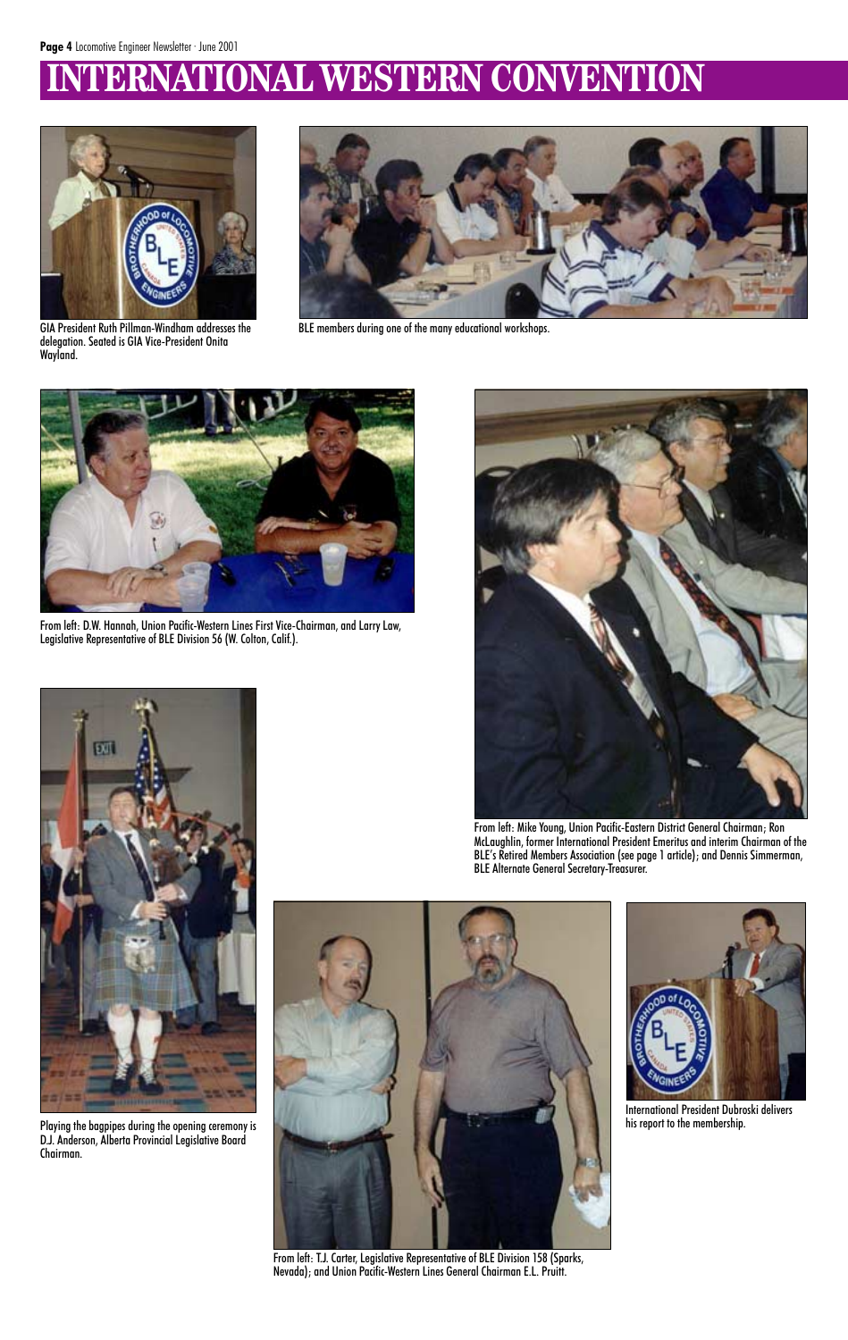# INTERNATIONAL WESTERN CONVENTION

GIA President Ruth Pillman-Windham addresses the delegation. Seated is GIA Vice-President Onita Wayland.

BLE members during one of the many educational workshops.

From left: D.W. Hannah, Union Pacific-Western Lines First Vice-Chairman, and Larry Law, Legislative Representative of BLE Division 56 (W. Colton, Calif.).

From left: Mike Young, Union Pacific-Eastern District General Chairman; Ron McLaughlin, former International President Emeritus and interim Chairman of the BLE's Retired Members Association (see page 1 article); and Dennis Simmerman, BLE Alternate General Secretary-Treasurer.

Playing the bagpipes during the opening ceremony is D.J. Anderson, Alberta Provincial Legislative Board Chairman.

From left: T.J. Carter, Legislative Representative of BLE Division 158 (Sparks, Nevada); and Union Pacific-Western Lines General Chairman E.L. Pruitt.

International President Dubroski delivers his report to the membership.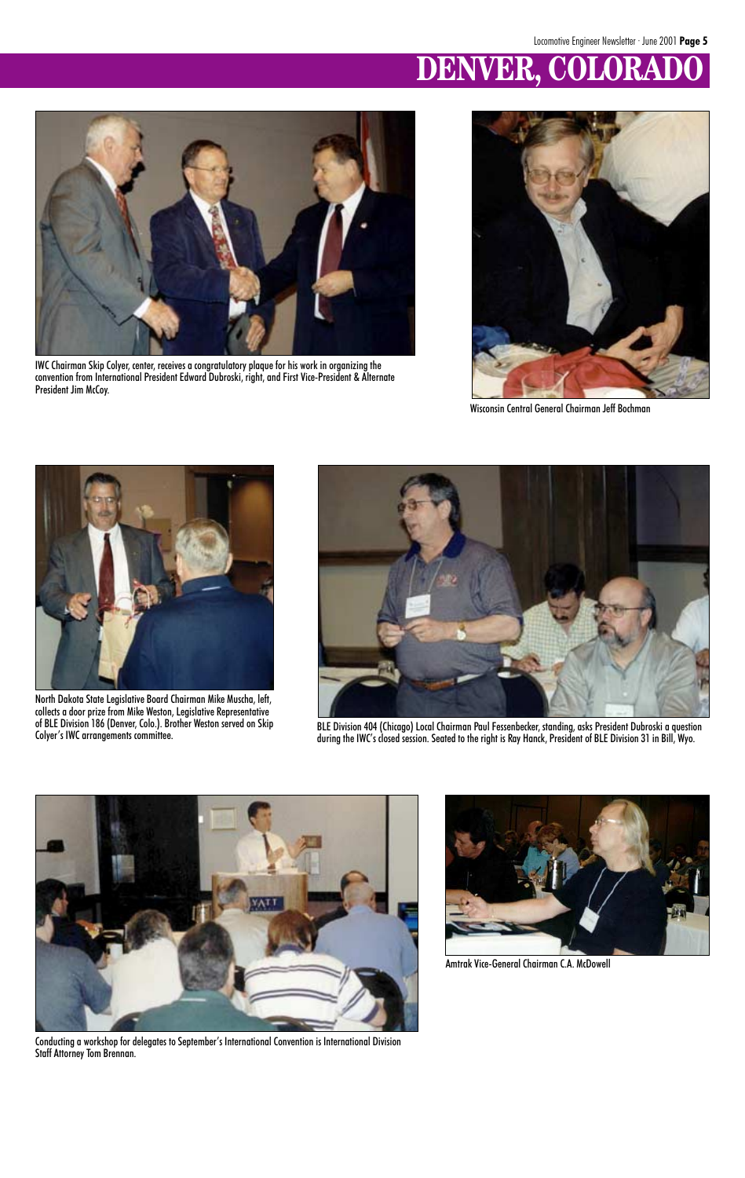# DENVER, COLORADO

IWC Chairman Skip Colyer, center, receives a congratulatory plaque for his work in organizing the convention from International President Edward Dubroski, right, and First Vice-President & Alternate President Jim McCoy.

Wisconsin Central General Chairman Jeff Bochman

North Dakota State Legislative Board Chairman Mike Muscha, left, collects a door prize from Mike Weston, Legislative Representative of BLE Division 186 (Denver, Colo.). Brother Weston served on Skip Colyer's IWC arrangements committee.

BLE Division 404 (Chicago) Local Chairman Paul Fessenbecker, standing, asks President Dubroski a question during the IWC's closed session. Seated to the right is Ray Hanck, President of BLE Division 31 in Bill, Wyo.

Conducting a workshop for delegates to September's International Convention is International Division Staff Attorney Tom Brennan.

Amtrak Vice-General Chairman C.A. McDowell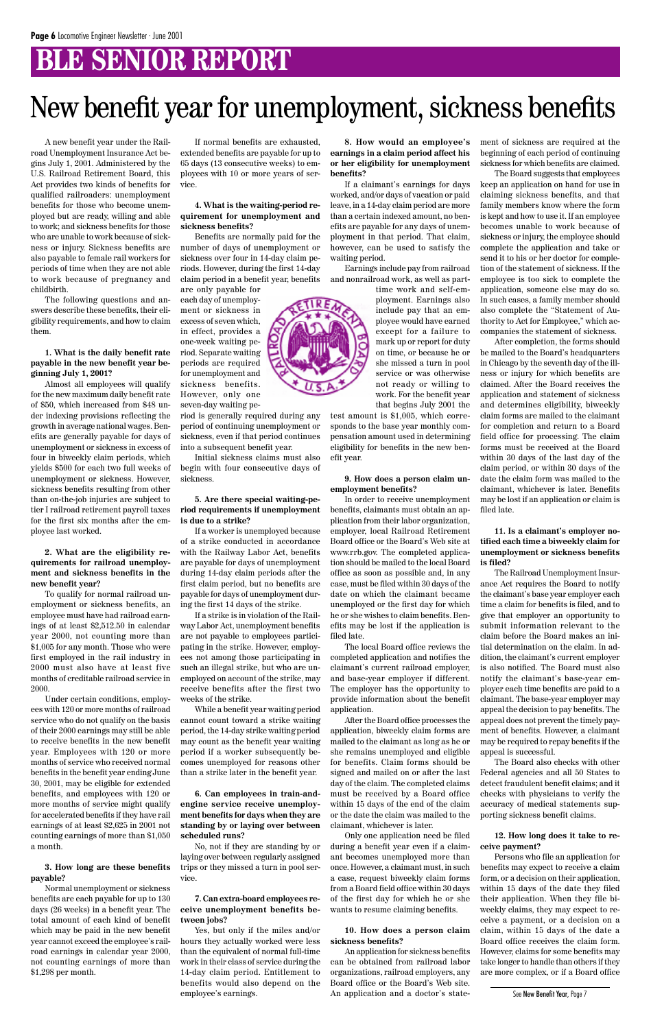# BLE SENIOR REPORT

# New benefit year for unemployment, sickness benefits

A new benefit year under the Railroad Unemployment Insurance Act begins July 1, 2001. Administered by the U.S. Railroad Retirement Board, this Act provides two kinds of benefits for qualified railroaders: unemployment benefits for those who become unemployed but are ready, willing and able to work; and sickness benefits for those who are unable to work because of sickness or injury. Sickness benefits are also payable to female rail workers for periods of time when they are not able to work because of pregnancy and childbirth.

The following questions and answers describe these benefits, their eligibility requirements, and how to claim them.

**1. What is the daily benefit rate payable in the new benefit year beginning July 1, 2001?**

Almost all employees will qualify for the new maximum daily benefit rate of $50, which increased from $48 under indexing provisions reflecting the growth in average national wages. Benefits are generally payable for days of unemployment or sickness in excess of four in biweekly claim periods, which yields $500 for each two full weeks of unemployment or sickness. However, sickness benefits resulting from other than on-the-job injuries are subject to tier I railroad retirement payroll taxes for the first six months after the employee last worked.

**2. What are the eligibility requirements for railroad unemployment and sickness benefits in the new benefit year?**

To qualify for normal railroad unemployment or sickness benefits, an employee must have had railroad earnings of at least $2,512.50 in calendar year 2000, not counting more than $1,005 for any month. Those who were first employed in the rail industry in 2000 must also have at least five months of creditable railroad service in 2000.

Under certain conditions, employees with 120 or more months of railroad service who do not qualify on the basis of their 2000 earnings may still be able to receive benefits in the new benefit year. Employees with 120 or more months of service who received normal benefits in the benefit year ending June 30, 2001, may be eligible for extended benefits, and employees with 120 or more months of service might qualify for accelerated benefits if they have rail earnings of at least $2,625 in 2001 not counting earnings of more than $1,050 a month.

**3. How long are these benefits payable?**

Normal unemployment or sickness benefits are each payable for up to 130 days (26 weeks) in a benefit year. The total amount of each kind of benefit which may be paid in the new benefit year cannot exceed the employee's railroad earnings in calendar year 2000, not counting earnings of more than $1,298 per month.

If normal benefits are exhausted, extended benefits are payable for up to 65 days (13 consecutive weeks) to employees with 10 or more years of service.

**4. What is the waiting-period requirement for unemployment and sickness benefits?**

Benefits are normally paid for the number of days of unemployment or sickness over four in 14-day claim periods. However, during the first 14-day claim period in a benefit year, benefits are only payable for each day of unemployment or sickness in excess of seven which, in effect, provides a one-week waiting period. Separate waiting periods are required for unemployment and sickness benefits. However, only one seven-day waiting period is generally required during any period of continuing unemployment or sickness, even if that period continues into a subsequent benefit year.

Initial sickness claims must also begin with four consecutive days of sickness.

**5. Are there special waiting-period requirements if unemployment is due to a strike?**

If a worker is unemployed because of a strike conducted in accordance with the Railway Labor Act, benefits are payable for days of unemployment during 14-day claim periods after the first claim period, but no benefits are payable for days of unemployment during the first 14 days of the strike.

If a strike is in violation of the Railway Labor Act, unemployment benefits are not payable to employees participating in the strike. However, employees not among those participating in such an illegal strike, but who are unemployed on account of the strike, may receive benefits after the first two weeks of the strike.

While a benefit year waiting period cannot count toward a strike waiting period, the 14-day strike waiting period may count as the benefit year waiting period if a worker subsequently becomes unemployed for reasons other than a strike later in the benefit year.

**6. Can employees in train-and-engine service receive unemployment benefits for days when they are standing by or laying over between scheduled runs?**

No, not if they are standing by or laying over between regularly assigned trips or they missed a turn in pool service.

**7. Can extra-board employees receive unemployment benefits between jobs?**

Yes, but only if the miles and/or hours they actually worked were less than the equivalent of normal full-time work in their class of service during the 14-day claim period. Entitlement to benefits would also depend on the employee's earnings.

**8. How would an employee's earnings in a claim period affect his or her eligibility for unemployment benefits?**

If a claimant's earnings for days worked, and/or days of vacation or paid leave, in a 14-day claim period are more than a certain indexed amount, no benefits are payable for any days of unemployment in that period. That claim, however, can be used to satisfy the waiting period.

Earnings include pay from railroad and nonrailroad work, as well as part-time work and self-employment. Earnings also include pay that an employee would have earned except for a failure to mark up or report for duty on time, or because he or she missed a turn in pool service or was otherwise not ready or willing to work. For the benefit year that begins July 2001 the test amount is $1,005, which corresponds to the base year monthly compensation amount used in determining eligibility for benefits in the new benefit year.

**9. How does a person claim unemployment benefits?**

In order to receive unemployment benefits, claimants must obtain an application from their labor organization, employer, local Railroad Retirement Board office or the Board's Web site at www.rrb.gov. The completed application should be mailed to the local Board office as soon as possible and, in any case, must be filed within 30 days of the date on which the claimant became unemployed or the first day for which he or she wishes to claim benefits. Benefits may be lost if the application is filed late.

The local Board office reviews the completed application and notifies the claimant's current railroad employer, and base-year employer if different. The employer has the opportunity to provide information about the benefit application.

After the Board office processes the application, biweekly claim forms are mailed to the claimant as long as he or she remains unemployed and eligible for benefits. Claim forms should be signed and mailed on or after the last day of the claim. The completed claims must be received by a Board office within 15 days of the end of the claim or the date the claim was mailed to the claimant, whichever is later.

Only one application need be filed during a benefit year even if a claimant becomes unemployed more than once. However, a claimant must, in such a case, request biweekly claim forms from a Board field office within 30 days of the first day for which he or she wants to resume claiming benefits.

**10. How does a person claim sickness benefits?**

An application for sickness benefits can be obtained from railroad labor organizations, railroad employers, any Board office or the Board's Web site. An application and a doctor's statement of sickness are required at the beginning of each period of continuing sickness for which benefits are claimed.

The Board suggests that employees keep an application on hand for use in claiming sickness benefits, and that family members know where the form is kept and how to use it. If an employee becomes unable to work because of sickness or injury, the employee should complete the application and take or send it to his or her doctor for completion of the statement of sickness. If the employee is too sick to complete the application, someone else may do so. In such cases, a family member should also complete the "Statement of Authority to Act for Employee," which accompanies the statement of sickness.

After completion, the forms should be mailed to the Board's headquarters in Chicago by the seventh day of the illness or injury for which benefits are claimed. After the Board receives the application and statement of sickness and determines eligibility, biweekly claim forms are mailed to the claimant for completion and return to a Board field office for processing. The claim forms must be received at the Board within 30 days of the last day of the claim period, or within 30 days of the date the claim form was mailed to the claimant, whichever is later. Benefits may be lost if an application or claim is filed late.

**11. Is a claimant's employer notified each time a biweekly claim for unemployment or sickness benefits is filed?**

The Railroad Unemployment Insurance Act requires the Board to notify the claimant's base year employer each time a claim for benefits is filed, and to give that employer an opportunity to submit information relevant to the claim before the Board makes an initial determination on the claim. In addition, the claimant's current employer is also notified. The Board must also notify the claimant's base-year employer each time benefits are paid to a claimant. The base-year employer may appeal the decision to pay benefits. The appeal does not prevent the timely payment of benefits. However, a claimant may be required to repay benefits if the appeal is successful.

The Board also checks with other Federal agencies and all 50 States to detect fraudulent benefit claims; and it checks with physicians to verify the accuracy of medical statements supporting sickness benefit claims.

**12. How long does it take to receive payment?**

Persons who file an application for benefits may expect to receive a claim form, or a decision on their application, within 15 days of the date they filed their application. When they file biweekly claims, they may expect to receive a payment, or a decision on a claim, within 15 days of the date a Board office receives the claim form. However, claims for some benefits may take longer to handle than others if they are more complex, or if a Board office

See New Benefit Year, Page 7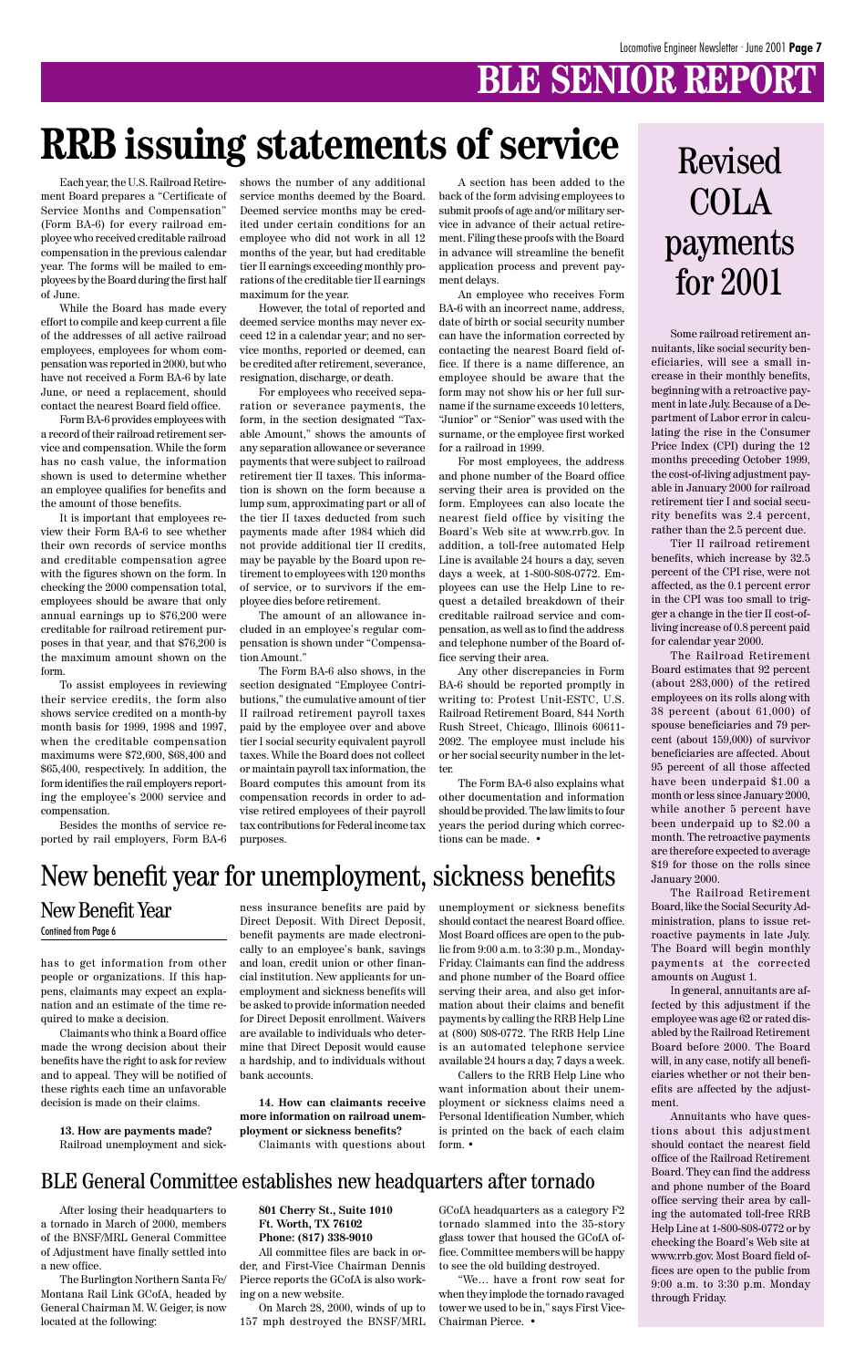# BLE SENIOR REPORT

# RRB issuing statements of service

Each year, the U.S. Railroad Retirement Board prepares a "Certificate of Service Months and Compensation" (Form BA-6) for every railroad employee who received creditable railroad compensation in the previous calendar year. The forms will be mailed to employees by the Board during the first half of June.

While the Board has made every effort to compile and keep current a file of the addresses of all active railroad employees, employees for whom compensation was reported in 2000, but who have not received a Form BA-6 by late June, or need a replacement, should contact the nearest Board field office.

Form BA-6 provides employees with a record of their railroad retirement service and compensation. While the form has no cash value, the information shown is used to determine whether an employee qualifies for benefits and the amount of those benefits.

It is important that employees review their Form BA-6 to see whether their own records of service months and creditable compensation agree with the figures shown on the form. In checking the 2000 compensation total, employees should be aware that only annual earnings up to $76,200 were creditable for railroad retirement purposes in that year, and that $76,200 is the maximum amount shown on the form.

To assist employees in reviewing their service credits, the form also shows service credited on a month-by month basis for 1999, 1998 and 1997, when the creditable compensation maximums were $72,600, $68,400 and $65,400, respectively. In addition, the form identifies the rail employers reporting the employee's 2000 service and compensation.

Besides the months of service reported by rail employers, Form BA-6 shows the number of any additional service months deemed by the Board. Deemed service months may be credited under certain conditions for an employee who did not work in all 12 months of the year, but had creditable tier II earnings exceeding monthly prorations of the creditable tier II earnings maximum for the year.

However, the total of reported and deemed service months may never exceed 12 in a calendar year; and no service months, reported or deemed, can be credited after retirement, severance, resignation, discharge, or death.

For employees who received separation or severance payments, the form, in the section designated "Taxable Amount," shows the amounts of any separation allowance or severance payments that were subject to railroad retirement tier II taxes. This information is shown on the form because a lump sum, approximating part or all of the tier II taxes deducted from such payments made after 1984 which did not provide additional tier II credits, may be payable by the Board upon retirement to employees with 120 months of service, or to survivors if the employee dies before retirement.

The amount of an allowance included in an employee's regular compensation is shown under "Compensation Amount."

The Form BA-6 also shows, in the section designated "Employee Contributions," the cumulative amount of tier II railroad retirement payroll taxes paid by the employee over and above tier I social security equivalent payroll taxes. While the Board does not collect or maintain payroll tax information, the Board computes this amount from its compensation records in order to advise retired employees of their payroll tax contributions for Federal income tax purposes.

A section has been added to the back of the form advising employees to submit proofs of age and/or military service in advance of their actual retirement. Filing these proofs with the Board in advance will streamline the benefit application process and prevent payment delays.

An employee who receives Form BA-6 with an incorrect name, address, date of birth or social security number can have the information corrected by contacting the nearest Board field office. If there is a name difference, an employee should be aware that the form may not show his or her full surname if the surname exceeds 10 letters, "Junior" or "Senior" was used with the surname, or the employee first worked for a railroad in 1999.

For most employees, the address and phone number of the Board office serving their area is provided on the form. Employees can also locate the nearest field office by visiting the Board's Web site at www.rrb.gov. In addition, a toll-free automated Help Line is available 24 hours a day, seven days a week, at 1-800-808-0772. Employees can use the Help Line to request a detailed breakdown of their creditable railroad service and compensation, as well as to find the address and telephone number of the Board office serving their area.

Any other discrepancies in Form BA-6 should be reported promptly in writing to: Protest Unit-ESTC, U.S. Railroad Retirement Board, 844 North Rush Street, Chicago, Illinois 60611-2092. The employee must include his or her social security number in the letter.

The Form BA-6 also explains what other documentation and information should be provided. The law limits to four years the period during which corrections can be made. •

# Revised COLA payments for 2001

Some railroad retirement annuitants, like social security beneficiaries, will see a small increase in their monthly benefits, beginning with a retroactive payment in late July. Because of a Department of Labor error in calculating the rise in the Consumer Price Index (CPI) during the 12 months preceding October 1999, the cost-of-living adjustment payable in January 2000 for railroad retirement tier I and social security benefits was 2.4 percent, rather than the 2.5 percent due.

Tier II railroad retirement benefits, which increase by 32.5 percent of the CPI rise, were not affected, as the 0.1 percent error in the CPI was too small to trigger a change in the tier II cost-of-living increase of 0.8 percent paid for calendar year 2000.

The Railroad Retirement Board estimates that 92 percent (about 283,000) of the retired employees on its rolls along with 38 percent (about 61,000) of spouse beneficiaries and 79 percent (about 159,000) of survivor beneficiaries are affected. About 95 percent of all those affected have been underpaid $1.00 a month or less since January 2000, while another 5 percent have been underpaid up to $2.00 a month. The retroactive payments are therefore expected to average $19 for those on the rolls since January 2000.

The Railroad Retirement Board, like the Social Security Administration, plans to issue retroactive payments in late July. The Board will begin monthly payments at the corrected amounts on August 1.

In general, annuitants are affected by this adjustment if the employee was age 62 or rated disabled by the Railroad Retirement Board before 2000. The Board will, in any case, notify all beneficiaries whether or not their benefits are affected by the adjustment.

Annuitants who have questions about this adjustment should contact the nearest field office of the Railroad Retirement Board. They can find the address and phone number of the Board office serving their area by calling the automated toll-free RRB Help Line at 1-800-808-0772 or by checking the Board's Web site at www.rrb.gov. Most Board field offices are open to the public from 9:00 a.m. to 3:30 p.m. Monday through Friday.

# New benefit year for unemployment, sickness benefits

## New Benefit Year

Contined from Page 6

has to get information from other people or organizations. If this happens, claimants may expect an explanation and an estimate of the time required to make a decision.

Claimants who think a Board office made the wrong decision about their benefits have the right to ask for review and to appeal. They will be notified of these rights each time an unfavorable decision is made on their claims.

**13. How are payments made?**
Railroad unemployment and sickness insurance benefits are paid by Direct Deposit. With Direct Deposit, benefit payments are made electronically to an employee's bank, savings and loan, credit union or other financial institution. New applicants for unemployment and sickness benefits will be asked to provide information needed for Direct Deposit enrollment. Waivers are available to individuals who determine that Direct Deposit would cause a hardship, and to individuals without bank accounts.

**14. How can claimants receive more information on railroad unemployment or sickness benefits?**
Claimants with questions about unemployment or sickness benefits should contact the nearest Board office. Most Board offices are open to the public from 9:00 a.m. to 3:30 p.m., Monday-Friday. Claimants can find the address and phone number of the Board office serving their area, and also get information about their claims and benefit payments by calling the RRB Help Line at (800) 808-0772. The RRB Help Line is an automated telephone service available 24 hours a day, 7 days a week.

Callers to the RRB Help Line who want information about their unemployment or sickness claims need a Personal Identification Number, which is printed on the back of each claim form. •

# BLE General Committee establishes new headquarters after tornado

After losing their headquarters to a tornado in March of 2000, members of the BNSF/MRL General Committee of Adjustment have finally settled into a new office.

The Burlington Northern Santa Fe/Montana Rail Link GCofA, headed by General Chairman M. W. Geiger, is now located at the following:

**801 Cherry St., Suite 1010**
**Ft. Worth, TX 76102**
**Phone: (817) 338-9010**

All committee files are back in order, and First-Vice Chairman Dennis Pierce reports the GCofA is also working on a new website.

On March 28, 2000, winds of up to 157 mph destroyed the BNSF/MRL GCofA headquarters as a category F2 tornado slammed into the 35-story glass tower that housed the GCofA office. Committee members will be happy to see the old building destroyed.

"We… have a front row seat for when they implode the tornado ravaged tower we used to be in," says First Vice-Chairman Pierce. •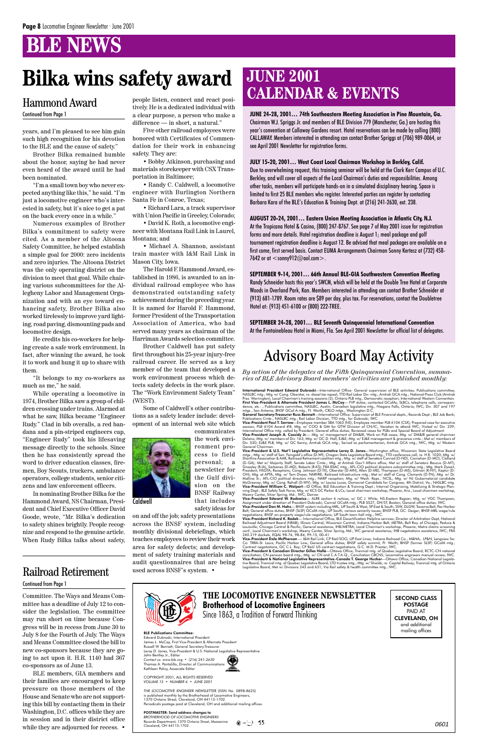# BLE NEWS

# Bilka wins safety award

## Hammond Award

Continued from Page 1

years, and I'm pleased to see him gain such high recognition for his devotion to the BLE and the cause of safety."

Brother Bilka remained humble about the honor, saying he had never even heard of the award until he had been nominated.

"I'm a small town boy who never expected anything like this," he said. "I'm just a locomotive engineer who's interested in safety, but it's nice to get a pat on the back every once in a while."

Numerous examples of Brother Bilka's commitment to safety were cited. As a member of the Altoona Safety Committee, he helped establish a simple goal for 2000: zero incidents and zero injuries. The Altoona District was the only operating district on the division to meet that goal. While chairing various subcommittees for the Allegheny Labor and Management Organization and with an eye toward enhancing safety, Brother Bilka also worked tirelessly to improve yard lighting, road paving, dismounting pads and locomotive design.

He credits his co-workers for helping create a safe work environment. In fact, after winning the award, he took it to work and hung it up to share with them.

"It belongs to my co-workers as much as me," he said.

While operating a locomotive in 1974, Brother Bilka saw a group of children crossing under trains. Alarmed at what he saw, Bilka became "Engineer Rudy." Clad in bib overalls, a red bandana and a pin-striped engineers cap, "Engineer Rudy" took his lifesaving message directly to the schools. Since then he has consistently spread the message directly to driver education classes, firemen, Boy Scouts, truckers, ambulance operators, college students, senior citizens and law enforcement officers.

In nominating Brother Bilka for the Hammond Award, NS Chairman, President and Chief Executive Officer David Goode, wrote, "Mr. Bilka's dedication to safety shines brightly. People recognize and respond to the genuine article. When Rudy Bilka talks about safety, people listen, connect and react positively. He is a dedicated individual with a clear purpose, a person who make a difference — in short, a natural."

Five other railroad employees were honored with Certificates of Commendation for their work in enhancing safety. They are:

• Bobby Atkinson, purchasing and materials storekeeper with CSX Transportation in Baltimore;

• Randy C. Caldwell, a locomotive engineer with Burlington Northern Santa Fe in Conroe, Texas;

• Richard Lara, a track supervisor with Union Pacific in Greeley, Colorado;

• David K. Roth, a locomotive engineer with Montana Rail Link in Laurel, Montana; and

• Michael A. Shannon, assistant train master with I&M Rail Link in Mason City, Iowa.

The Harold F. Hammond Award, established in 1986, is awarded to an individual railroad employee who has demonstrated outstanding safety achievement during the preceding year. It is named for Harold F. Hammond, former President of the Transportation Association of America, who had served many years as chairman of the Harriman Awards selection committee.

Brother Caldwell has put safety first throughout his 25-year injury-free railroad career. He served as a key member of the team that developed a work environment process which detects safety defects in the work place. The "Work Environment Safety Team" (WEST).

Some of Caldwell's other contributions as a safety leader include: development of an internal web site which communicates the work environment process to field personal; a newsletter for the Gulf division on the BNSF Railway that includes safety ideas for on and off the job; safety presentations across the BNSF system, including monthly divisional debriefings, which teaches employees to review their work area for safety defects; and development of safety training materials and audit questionnaires that are being used across BNSF's system. •

Caldwell

## Railroad Retirement

Continued from Page 1

Committee. The Ways and Means Committee has a deadline of July 12 to consider the legislation. The committee may run short on time because Congress will be in recess from June 30 to July 8 for the Fourth of July. The Ways and Means Committee closed the bill to new co-sponsors because they are going to act upon it. H.R. 1140 had 367 co-sponsors as of June 13.

BLE members, GIA members and their families are encouraged to keep pressure on those members of the House and Senate who are not supporting this bill by contacting them in their Washington, D.C. offices while they are in session and in their district office while they are adjourned for recess. •

# JUNE 2001 CALENDAR & EVENTS

**JUNE 24-28, 2001… 74th Southeastern Meeting Association in Pine Mountain, Ga.**
Chairman W.J. Spriggs Jr. and members of BLE Division 779 (Manchester, Ga.) are hosting this year's convention at Callaway Gardens resort. Hotel reservations can be made by calling (800) CALLAWAY. Members interested in attending can contact Brother Spriggs at (706) 989-0064, or see April 2001 Newsletter for registration forms.

**JULY 15-20, 2001… West Coast Local Chairman Workshop in Berkley, Calif.**
Due to overwhelming request, this training seminar will be held at the Clark Kerr Campus of U.C. Berkley, and will cover all aspects of the Local Chairman's duties and responsibilities. Among other tasks, members will participate hands-on in a simulated disciplinary hearing. Space is limited to first 25 BLE members who register. Interested parties can register by contacting Barbara Kara of the BLE's Education & Training Dept. at (216) 241-2630, ext. 238.

**AUGUST 20-24, 2001… Eastern Union Meeting Association in Atlantic City, N.J.**
At the Tropicana Hotel & Casino, (800) 247-8767. See page 7 of May 2001 issue for registration forms and more details. Hotel registration deadline is August 1; meal package and golf tournament registration deadline is August 12. Be advised that meal packages are available on a first come, first served basis. Contact EUMA Arrangements Chairman Sonny Kertesz at (732) 458-7642 or at <sonny912@aol.com>.

**SEPTEMBER 9-14, 2001… 66th Annual BLE-GIA Southwestern Convention Meeting**
Randy Schneider hosts this year's SWCM, which will be held at the Double Tree Hotel at Corporate Woods in Overland Park, Kan. Members interested in attending can contact Brother Schneider at (913) 681-1789. Room rates are $89 per day, plus tax. For reservations, contact the Doubletree Hotel at: (913) 451-6100 or (800) 222-TREE.

**SEPTEMBER 24-28, 2001… BLE Seventh Quinquennial International Convention**
At the Fontainebleau Hotel in Miami, Fla. See April 2001 Newsletter for official list of delegates.

# Advisory Board May Activity

*By action of the delegates at the Fifth Quinquennial Convention, summaries of BLE Advisory Board members' activities are published monthly:*

**International President Edward Dubroski**—International Office: General supervision of BLE activities; Publications committee; NASLBC mtg.; Mtg. w/ Cong. Oberstar, re: diesel tax repeal; TTD Rail Labor Div. mtg.; Amtrak GCA mtg.; National Press Club (Amtrak Pres. Warrington); Local Chairmen's training sessions (2); Ontario PLB mtg.; Democratic reception; International Western Convention.
**First Vice-President & Alternate President James L. McCoy**—FVP duties, contacted GCofAs, SLBCs, telephone calls, correspondence, etc…; Publications committee; NASLBC, Austin; Canadian legislative mtg., Niagara Falls, Ontario; IWC; Div. 307 and 197 mtgs., San Antonio; BNSF GCof A mtg., Ft. Worth; CRLO mtgs., Washington D.C.
**General Secretary-Treasurer Russ Bennett**—International Office: Supervision of BLE Financial depts.; Records Dept.; BLE Job Bank; Publications Cmte.; NASLBC mtg.; Rail Labor Division, TTD mtg., for Dubroski; IWC.
**Vice-President Paul T. Sorrow**—Employee member SBA 1063 (NS); Employee member PLB 6104 (CSX); Prepared case for executive session, PLB 6104 Award #8; Mtg. w/ COO & GM for GTW Division of CN/IC; Vacation to attend IWC; Visited w/ Div. 239; International Office mtg. called by President; General office duties; Reviewed cases for PLBs and Special Board of Adjustment.
**Vice-President Joseph A. Cassidy Jr.**— Mtg. w/ management of DM&IR; Work on PLB cases; Mtg. w/ DM&IR general chairman Delano; Mtg. w/ members of Div. 163; Mtg. w/ GC D. Hall, EJ&E; Mtg. w/ EJ&E management & grievance cmte.; Met w/ members of Div. 520; EJ&E PLB; Mtg. w/ GC Kenny, Amtrak GCA mtg.; Served as parliamentarian, Amtrak GCA mtg.; IWC; Mtg. w/ Western General Chairmen.
**Vice-President & U.S. Nat'l Legislative Representative Leroy D. Jones**—Washington office; Wisconsin State Legislative Board mtgs.; Mtg. w/ staff of Sen. Feingold's office (D-WI); Oregon State Legislative Board mtg.; TTD conference call, re: H.R. 1020; Mtg. w/ Shortline Association & AAR; Railroad Retirement coalition mtg.; Mtg. w/ staff of Senators Conrad (D-ND), Carnahan (D-MO), Clelland (D-GA); Met w/ Majority Staff, Senate Labor Cmte.; Mtg. at Amtrak Gov't Affairs office; Met w/ staff of Senators Baucus (D-MT), Grassley (R-IA), Sarbanes (D-MD), Roberts (R-KS); FRA RSAC mtg.; AFL-CIO political directors subcommittee mtg.; Mtg. Mark Dysart, President, HSGTA; Receptions, Cong. Johnson (D-TX), Oberstar (D-MN), Allen (D-ME), Thompson (D-MS), Gilman (R-NY), Kaptur (D-OH); Mtg. at APTA; Mtg. w/ Tom Dwyer, NARVRE; Railroad Infrastructure mtg.; Met w/ staff of Cong. Clements (D-TN); Mtg. w/ Dr. Mollino Sr.; AFL-CIO political directors mtg.; NARP reception; Mtg. w/ Wash. Reps., NCSL; Mtg. w/ NJ Gubernatorial candidate McGreevey; Mtg. w/ Cong. Rahall (D-WV); Mtg. w/ Louise Lucas, Democrat Candidate for Congress, 4th District, Va.; NASLBC mtg.
**Vice-President William C. Walpert**—IO Office; BLE Education & Training Dept.; Internal Organizing, Mobilizing & Strategic Planning Dept.; BLE Safety Task Force; Mtg. w/ KCS GC Parker & LCs; Local chairmen workshop, Phoenix, Ariz.; Local chairmen workshop, Meany Center, Silver Spring, Md.; IWC; Denver.
**Vice-President Edward W. Rodzwicz**— ALRR section 6 notices, w/ GC J. White; NS-Eastern Region; Mtg. w/ VGC Thompson; Assignment under direction of President Dubroski; Conrail GCofA mtg.; PLB 5527, DH/ST, Boston; General office duties; IWC.
**Vice-President Don M. Hahs**— BNSF system including MRL, UP South & West, SP East & South, SSW, DLGW, Tacoma Belt, Pac Harbor Belt; General office duties; BNSF (SLSF) GCofA mtg.; UP South, various seniority issues; BNSF PLB, GC. Geiger; BNSF-MRL wage/rule negotiations; BNSF on-property wage/rule negotiations; UP South town hall mtg.; IWC.
**Vice-President Richard K. Radek**— International Office; BLE Decertification Helpline services; Director of Arbitration Dept; National Railroad Adjustment Board (NRAB); Illinois Central; Wisconsin Central; Indiana Harbor Belt; METRA; Belt Rwy. of Chicago; Paduca & Louisville; Chicago Central & Pacific; General assistance, IHB/METRA; Local Chairmen's workshop, Phoenix; Metra claims screening conf.; Local Chairmen's workshop, Meany Center, Silver Spring, Md.; WC general assistance; IHB negotiations assistance; IWC; FRA 240.219 dockets, EQAL 98-76, 98-84, 99-15, 00-41.
**Vice-President Dale McPherson** — I&M Rail Link; CP Rail/SOO, UP East Lines; Indiana Railroad Co.; M&NA;. LP&N, Longview Sw. Co. TRRA-St. Louis; Pacific Harbor Line; General office duties; BNSF safety summit, Ft. Worth; BNSF (former SLSF) GCofA mtg.; Contract negotiations, GC C.L. Ray; CP Rail/ US contract negotiations, G.C. M.D. Priester; IWC.
**Vice-President & Canadian Director Gilles Hallé**—Ottawa Office; Triennial mtg. of Quebec Legislative Board; RCTC-CN national conciliation; CN pension board mtg.; Mtg. w/ CN and C.A.T.A.Q.; Conciliation CBCNS; Locomotive engineers manual review; IWC.
**Vice-President & National Legislative Representative-Canada T. George Hucker**—Ottawa Office; Canadian National Legislative Board; Triennial mtg. of Quebec Legislative Board; LTD trustee mtg.; Mtg. w/ Shields, re: Capital Railway; Triennial mtg. of Ontario Legislative Board; Met w/ Divisions 243 and 631; Via Rail safety & health committee mtg.; IWC.

## THE LOCOMOTIVE ENGINEER NEWSLETTER
**Brotherhood of Locomotive Engineers**
Since 1863, a Tradition of Forward Thinking

SECOND CLASS POSTAGE PAID AT CLEVELAND, OH and additional mailing offices

**BLE Publications Committee:**
Edward Dubroski, International President
James L. McCoy, First Vice-President & Alternate President
Russell W. Bennett, General Secretary-Treasurer
Leroy D. Jones, Vice-President & U.S. National Legislative Representative
John Bentley Jr., Editor
*Contact us:* www.ble.org • (216) 241-2630
Thomas A. Pontolillo, Director of Communications
Kathleen Policy, Associate Editor

COPYRIGHT 2001, ALL RIGHTS RESERVED
*VOLUME 15 • NUMBER 6 • JUNE 2001*

*THE LOCOMOTIVE ENGINEER NEWSLETTER* (ISSN No. 0898-8625) is published monthly by the Brotherhood of Locomotive Engineers, 1370 Ontario Street, Cleveland, OH 44113-1702. Periodicals postage paid at Cleveland, OH and additional mailing offices.

**POSTMASTER: Send address changes to**
*BROTHERHOOD OF LOCOMOTIVE ENGINEERS*
Records Department, 1370 Ontario Street, Mezzanine
Cleveland, OH 44113-1702.

0601